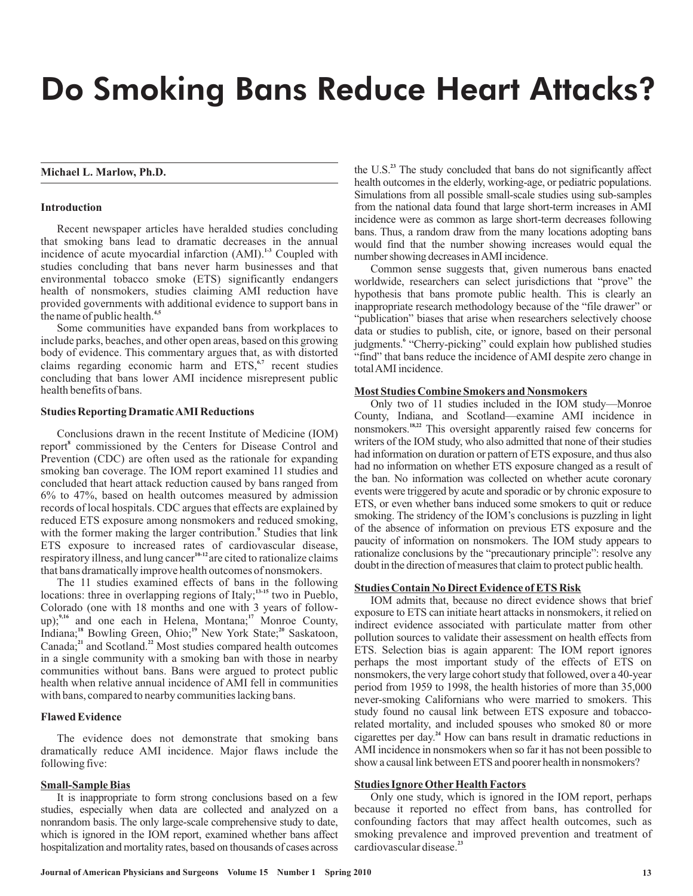# Do Smoking Bans Reduce Heart Attacks?

**Michael L. Marlow, Ph.D.**

### Introduction

Recent newspaper articles have heralded studies concluding that smoking bans lead to dramatic decreases in the annual incidence of acute myocardial infarction (AMI).[1-3] Coupled with studies concluding that bans never harm businesses and that environmental tobacco smoke (ETS) significantly endangers health of nonsmokers, studies claiming AMI reduction have provided governments with additional evidence to support bans in the name of public health.[4,5]

Some communities have expanded bans from workplaces to include parks, beaches, and other open areas, based on this growing body of evidence. This commentary argues that, as with distorted claims regarding economic harm and ETS,[6,7] recent studies concluding that bans lower AMI incidence misrepresent public health benefits of bans.

### Studies Reporting Dramatic AMI Reductions

Conclusions drawn in the recent Institute of Medicine (IOM) report[8] commissioned by the Centers for Disease Control and Prevention (CDC) are often used as the rationale for expanding smoking ban coverage. The IOM report examined 11 studies and concluded that heart attack reduction caused by bans ranged from 6% to 47%, based on health outcomes measured by admission records of local hospitals. CDC argues that effects are explained by reduced ETS exposure among nonsmokers and reduced smoking, with the former making the larger contribution.[9] Studies that link ETS exposure to increased rates of cardiovascular disease, respiratory illness, and lung cancer[10-12] are cited to rationalize claims that bans dramatically improve health outcomes of nonsmokers.

The 11 studies examined effects of bans in the following locations: three in overlapping regions of Italy;[13-15] two in Pueblo, Colorado (one with 18 months and one with 3 years of follow-up);[9,16] and one each in Helena, Montana;[17] Monroe County, Indiana;[18] Bowling Green, Ohio;[19] New York State;[20] Saskatoon, Canada;[21] and Scotland.[22] Most studies compared health outcomes in a single community with a smoking ban with those in nearby communities without bans. Bans were argued to protect public health when relative annual incidence of AMI fell in communities with bans, compared to nearby communities lacking bans.

### Flawed Evidence

The evidence does not demonstrate that smoking bans dramatically reduce AMI incidence. Major flaws include the following five:

#### Small-Sample Bias

It is inappropriate to form strong conclusions based on a few studies, especially when data are collected and analyzed on a nonrandom basis. The only large-scale comprehensive study to date, which is ignored in the IOM report, examined whether bans affect hospitalization and mortality rates, based on thousands of cases across the U.S.[23] The study concluded that bans do not significantly affect health outcomes in the elderly, working-age, or pediatric populations. Simulations from all possible small-scale studies using sub-samples from the national data found that large short-term increases in AMI incidence were as common as large short-term decreases following bans. Thus, a random draw from the many locations adopting bans would find that the number showing increases would equal the number showing decreases in AMI incidence.

Common sense suggests that, given numerous bans enacted worldwide, researchers can select jurisdictions that "prove" the hypothesis that bans promote public health. This is clearly an inappropriate research methodology because of the "file drawer" or "publication" biases that arise when researchers selectively choose data or studies to publish, cite, or ignore, based on their personal judgments.[6] "Cherry-picking" could explain how published studies "find" that bans reduce the incidence of AMI despite zero change in total AMI incidence.

#### Most Studies Combine Smokers and Nonsmokers

Only two of 11 studies included in the IOM study—Monroe County, Indiana, and Scotland—examine AMI incidence in nonsmokers.[18,22] This oversight apparently raised few concerns for writers of the IOM study, who also admitted that none of their studies had information on duration or pattern of ETS exposure, and thus also had no information on whether ETS exposure changed as a result of the ban. No information was collected on whether acute coronary events were triggered by acute and sporadic or by chronic exposure to ETS, or even whether bans induced some smokers to quit or reduce smoking. The stridency of the IOM's conclusions is puzzling in light of the absence of information on previous ETS exposure and the paucity of information on nonsmokers. The IOM study appears to rationalize conclusions by the "precautionary principle": resolve any doubt in the direction of measures that claim to protect public health.

#### Studies Contain No Direct Evidence of ETS Risk

IOM admits that, because no direct evidence shows that brief exposure to ETS can initiate heart attacks in nonsmokers, it relied on indirect evidence associated with particulate matter from other pollution sources to validate their assessment on health effects from ETS. Selection bias is again apparent: The IOM report ignores perhaps the most important study of the effects of ETS on nonsmokers, the very large cohort study that followed, over a 40-year period from 1959 to 1998, the health histories of more than 35,000 never-smoking Californians who were married to smokers. This study found no causal link between ETS exposure and tobacco-related mortality, and included spouses who smoked 80 or more cigarettes per day.[24] How can bans result in dramatic reductions in AMI incidence in nonsmokers when so far it has not been possible to show a causal link between ETS and poorer health in nonsmokers?

#### Studies Ignore Other Health Factors

Only one study, which is ignored in the IOM report, perhaps because it reported no effect from bans, has controlled for confounding factors that may affect health outcomes, such as smoking prevalence and improved prevention and treatment of cardiovascular disease.[23]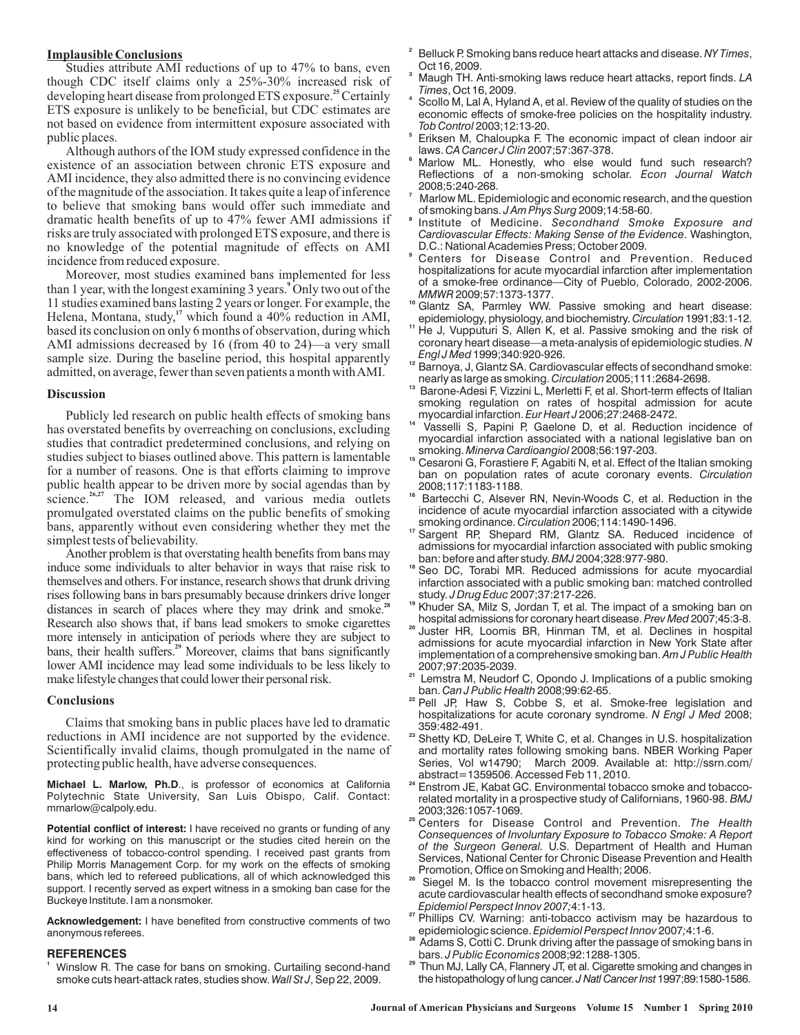**Implausible Conclusions**

Studies attribute AMI reductions of up to 47% to bans, even though CDC itself claims only a 25%-30% increased risk of developing heart disease from prolonged ETS exposure.[25] Certainly ETS exposure is unlikely to be beneficial, but CDC estimates are not based on evidence from intermittent exposure associated with public places.

Although authors of the IOM study expressed confidence in the existence of an association between chronic ETS exposure and AMI incidence, they also admitted there is no convincing evidence of the magnitude of the association. It takes quite a leap of inference to believe that smoking bans would offer such immediate and dramatic health benefits of up to 47% fewer AMI admissions if risks are truly associated with prolonged ETS exposure, and there is no knowledge of the potential magnitude of effects on AMI incidence from reduced exposure.

Moreover, most studies examined bans implemented for less than 1 year, with the longest examining 3 years.[9] Only two out of the 11 studies examined bans lasting 2 years or longer. For example, the Helena, Montana, study,[17] which found a 40% reduction in AMI, based its conclusion on only 6 months of observation, during which AMI admissions decreased by 16 (from 40 to 24)—a very small sample size. During the baseline period, this hospital apparently admitted, on average, fewer than seven patients a month with AMI.

## Discussion

Publicly led research on public health effects of smoking bans has overstated benefits by overreaching on conclusions, excluding studies that contradict predetermined conclusions, and relying on studies subject to biases outlined above. This pattern is lamentable for a number of reasons. One is that efforts claiming to improve public health appear to be driven more by social agendas than by science.[26,27] The IOM released, and various media outlets promulgated overstated claims on the public benefits of smoking bans, apparently without even considering whether they met the simplest tests of believability.

Another problem is that overstating health benefits from bans may induce some individuals to alter behavior in ways that raise risk to themselves and others. For instance, research shows that drunk driving rises following bans in bars presumably because drinkers drive longer distances in search of places where they may drink and smoke.[28] Research also shows that, if bans lead smokers to smoke cigarettes more intensely in anticipation of periods where they are subject to bans, their health suffers.[29] Moreover, claims that bans significantly lower AMI incidence may lead some individuals to be less likely to make lifestyle changes that could lower their personal risk.

## Conclusions

Claims that smoking bans in public places have led to dramatic reductions in AMI incidence are not supported by the evidence. Scientifically invalid claims, though promulgated in the name of protecting public health, have adverse consequences.

**Michael L. Marlow, Ph.D**., is professor of economics at California Polytechnic State University, San Luis Obispo, Calif. Contact: mmarlow@calpoly.edu.

**Potential conflict of interest:** I have received no grants or funding of any kind for working on this manuscript or the studies cited herein on the effectiveness of tobacco-control spending. I received past grants from Philip Morris Management Corp. for my work on the effects of smoking bans, which led to refereed publications, all of which acknowledged this support. I recently served as expert witness in a smoking ban case for the Buckeye Institute. I am a nonsmoker.

**Acknowledgement:** I have benefited from constructive comments of two anonymous referees.

## REFERENCES

1. Winslow R. The case for bans on smoking. Curtailing second-hand smoke cuts heart-attack rates, studies show. *Wall St J*, Sep 22, 2009.
2. Belluck P. Smoking bans reduce heart attacks and disease. *NY Times*, Oct 16, 2009.
3. Maugh TH. Anti-smoking laws reduce heart attacks, report finds. *LA Times*, Oct 16, 2009.
4. Scollo M, Lal A, Hyland A, et al. Review of the quality of studies on the economic effects of smoke-free policies on the hospitality industry. *Tob Control* 2003;12:13-20.
5. Eriksen M, Chaloupka F. The economic impact of clean indoor air laws. *CA Cancer J Clin* 2007;57:367-378.
6. Marlow ML. Honestly, who else would fund such research? Reflections of a non-smoking scholar. *Econ Journal Watch* 2008;5:240-268.
7. Marlow ML. Epidemiologic and economic research, and the question of smoking bans. *J Am Phys Surg* 2009;14:58-60.
8. Institute of Medicine. *Secondhand Smoke Exposure and Cardiovascular Effects: Making Sense of the Evidence*. Washington, D.C.: National Academies Press; October 2009.
9. Centers for Disease Control and Prevention. Reduced hospitalizations for acute myocardial infarction after implementation of a smoke-free ordinance—City of Pueblo, Colorado, 2002-2006. *MMWR* 2009;57:1373-1377.
10. Glantz SA, Parmley WW. Passive smoking and heart disease: epidemiology, physiology, and biochemistry. *Circulation* 1991;83:1-12.
11. He J, Vupputuri S, Allen K, et al. Passive smoking and the risk of coronary heart disease—a meta-analysis of epidemiologic studies. *N Engl J Med* 1999;340:920-926.
12. Barnoya, J, Glantz SA. Cardiovascular effects of secondhand smoke: nearly as large as smoking. *Circulation* 2005;111:2684-2698.
13. Barone-Adesi F, Vizzini L, Merletti F, et al. Short-term effects of Italian smoking regulation on rates of hospital admission for acute myocardial infarction. *Eur Heart J* 2006;27:2468-2472.
14. Vasselli S, Papini P, Gaelone D, et al. Reduction incidence of myocardial infarction associated with a national legislative ban on smoking. *Minerva Cardioangiol* 2008;56:197-203.
15. Cesaroni G, Forastiere F, Agabiti N, et al. Effect of the Italian smoking ban on population rates of acute coronary events. *Circulation* 2008;117:1183-1188.
16. Bartecchi C, Alsever RN, Nevin-Woods C, et al. Reduction in the incidence of acute myocardial infarction associated with a citywide smoking ordinance. *Circulation* 2006;114:1490-1496.
17. Sargent RP, Shepard RM, Glantz SA. Reduced incidence of admissions for myocardial infarction associated with public smoking ban: before and after study. *BMJ* 2004;328:977-980.
18. Seo DC, Torabi MR. Reduced admissions for acute myocardial infarction associated with a public smoking ban: matched controlled study. *J Drug Educ* 2007;37:217-226.
19. Khuder SA, Milz S, Jordan T, et al. The impact of a smoking ban on hospital admissions for coronary heart disease. *Prev Med* 2007;45:3-8.
20. Juster HR, Loomis BR, Hinman TM, et al. Declines in hospital admissions for acute myocardial infarction in New York State after implementation of a comprehensive smoking ban. *Am J Public Health* 2007;97:2035-2039.
21. Lemstra M, Neudorf C, Opondo J. Implications of a public smoking ban. *Can J Public Health* 2008;99:62-65.
22. Pell JP, Haw S, Cobbe S, et al. Smoke-free legislation and hospitalizations for acute coronary syndrome. *N Engl J Med* 2008; 359:482-491.
23. Shetty KD, DeLeire T, White C, et al. Changes in U.S. hospitalization and mortality rates following smoking bans. NBER Working Paper Series, Vol w14790; March 2009. Available at: http://ssrn.com/abstract=1359506. Accessed Feb 11, 2010.
24. Enstrom JE, Kabat GC. Environmental tobacco smoke and tobacco-related mortality in a prospective study of Californians, 1960-98. *BMJ* 2003;326:1057-1069.
25. Centers for Disease Control and Prevention. *The Health Consequences of Involuntary Exposure to Tobacco Smoke: A Report of the Surgeon General.* U.S. Department of Health and Human Services, National Center for Chronic Disease Prevention and Health Promotion, Office on Smoking and Health; 2006.
26. Siegel M. Is the tobacco control movement misrepresenting the acute cardiovascular health effects of secondhand smoke exposure? *Epidemiol Perspect Innov 2007;*4:1-13.
27. Phillips CV. Warning: anti-tobacco activism may be hazardous to epidemiologic science. *Epidemiol Perspect Innov* 2007*;*4:1-6.
28. Adams S, Cotti C. Drunk driving after the passage of smoking bans in bars. *J Public Economics* 2008;92:1288-1305.
29. Thun MJ, Lally CA, Flannery JT, et al. Cigarette smoking and changes in the histopathology of lung cancer. *J Natl Cancer Inst* 1997;89:1580-1586.